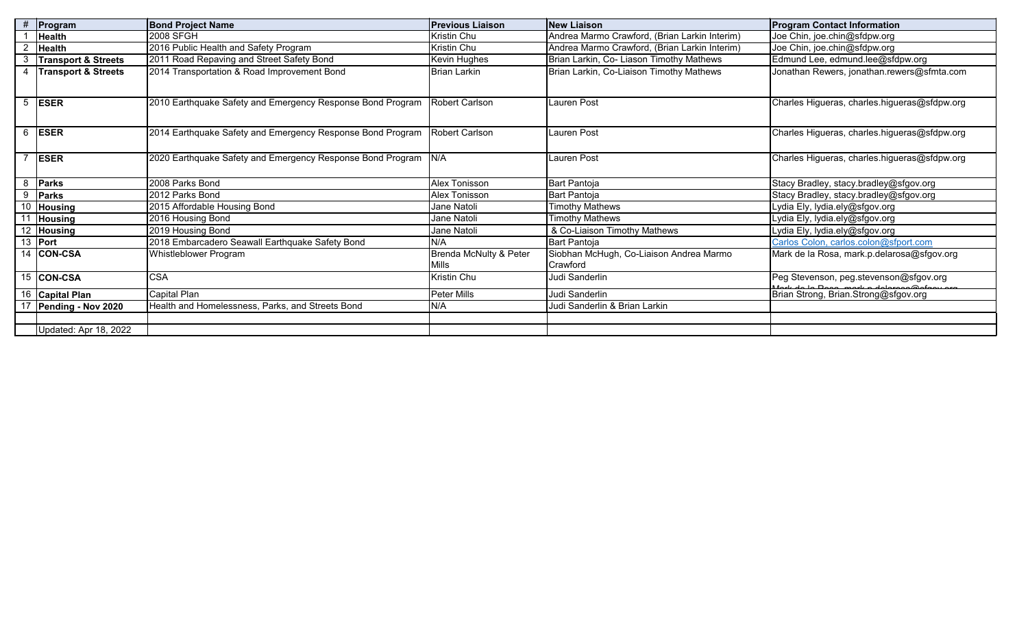| # | Program | Bond Project Name | Previous Liaison | New Liaison | Program Contact Information |
|---|---|---|---|---|---|
| 1 | **Health** | 2008 SFGH | Kristin Chu | Andrea Marmo Crawford, (Brian Larkin Interim) | Joe Chin, joe.chin@sfdpw.org |
| 2 | **Health** | 2016 Public Health and Safety Program | Kristin Chu | Andrea Marmo Crawford, (Brian Larkin Interim) | Joe Chin, joe.chin@sfdpw.org |
| 3 | **Transport & Streets** | 2011 Road Repaving and Street Safety Bond | Kevin Hughes | Brian Larkin, Co- Liason Timothy Mathews | Edmund Lee, edmund.lee@sfdpw.org |
| 4 | **Transport & Streets** | 2014 Transportation & Road Improvement Bond | Brian Larkin | Brian Larkin, Co-Liaison Timothy Mathews | Jonathan Rewers, jonathan.rewers@sfmta.com |
| 5 | **ESER** | 2010 Earthquake Safety and Emergency Response Bond Program | Robert Carlson | Lauren Post | Charles Higueras, charles.higueras@sfdpw.org |
| 6 | **ESER** | 2014 Earthquake Safety and Emergency Response Bond Program | Robert Carlson | Lauren Post | Charles Higueras, charles.higueras@sfdpw.org |
| 7 | **ESER** | 2020 Earthquake Safety and Emergency Response Bond Program | N/A | Lauren Post | Charles Higueras, charles.higueras@sfdpw.org |
| 8 | **Parks** | 2008 Parks Bond | Alex Tonisson | Bart Pantoja | Stacy Bradley, stacy.bradley@sfgov.org |
| 9 | **Parks** | 2012 Parks Bond | Alex Tonisson | Bart Pantoja | Stacy Bradley, stacy.bradley@sfgov.org |
| 10 | **Housing** | 2015 Affordable Housing Bond | Jane Natoli | Timothy Mathews | Lydia Ely, lydia.ely@sfgov.org |
| 11 | **Housing** | 2016 Housing Bond | Jane Natoli | Timothy Mathews | Lydia Ely, lydia.ely@sfgov.org |
| 12 | **Housing** | 2019 Housing Bond | Jane Natoli | & Co-Liaison Timothy Mathews | Lydia Ely, lydia.ely@sfgov.org |
| 13 | **Port** | 2018 Embarcadero Seawall Earthquake Safety Bond | N/A | Bart Pantoja | Carlos Colon, carlos.colon@sfport.com |
| 14 | **CON-CSA** | Whistleblower Program | Brenda McNulty & Peter Mills | Siobhan McHugh, Co-Liaison Andrea Marmo Crawford | Mark de la Rosa, mark.p.delarosa@sfgov.org |
| 15 | **CON-CSA** | CSA | Kristin Chu | Judi Sanderlin | Peg Stevenson, peg.stevenson@sfgov.org Mark de la Rosa, mark.p.delarosa@sfgov.org |
| 16 | **Capital Plan** | Capital Plan | Peter Mills | Judi Sanderlin | Brian Strong, Brian.Strong@sfgov.org |
| 17 | **Pending - Nov 2020** | Health and Homelessness, Parks, and Streets Bond | N/A | Judi Sanderlin & Brian Larkin | |
| | | | | | |
| | Updated: Apr 18, 2022 | | | | |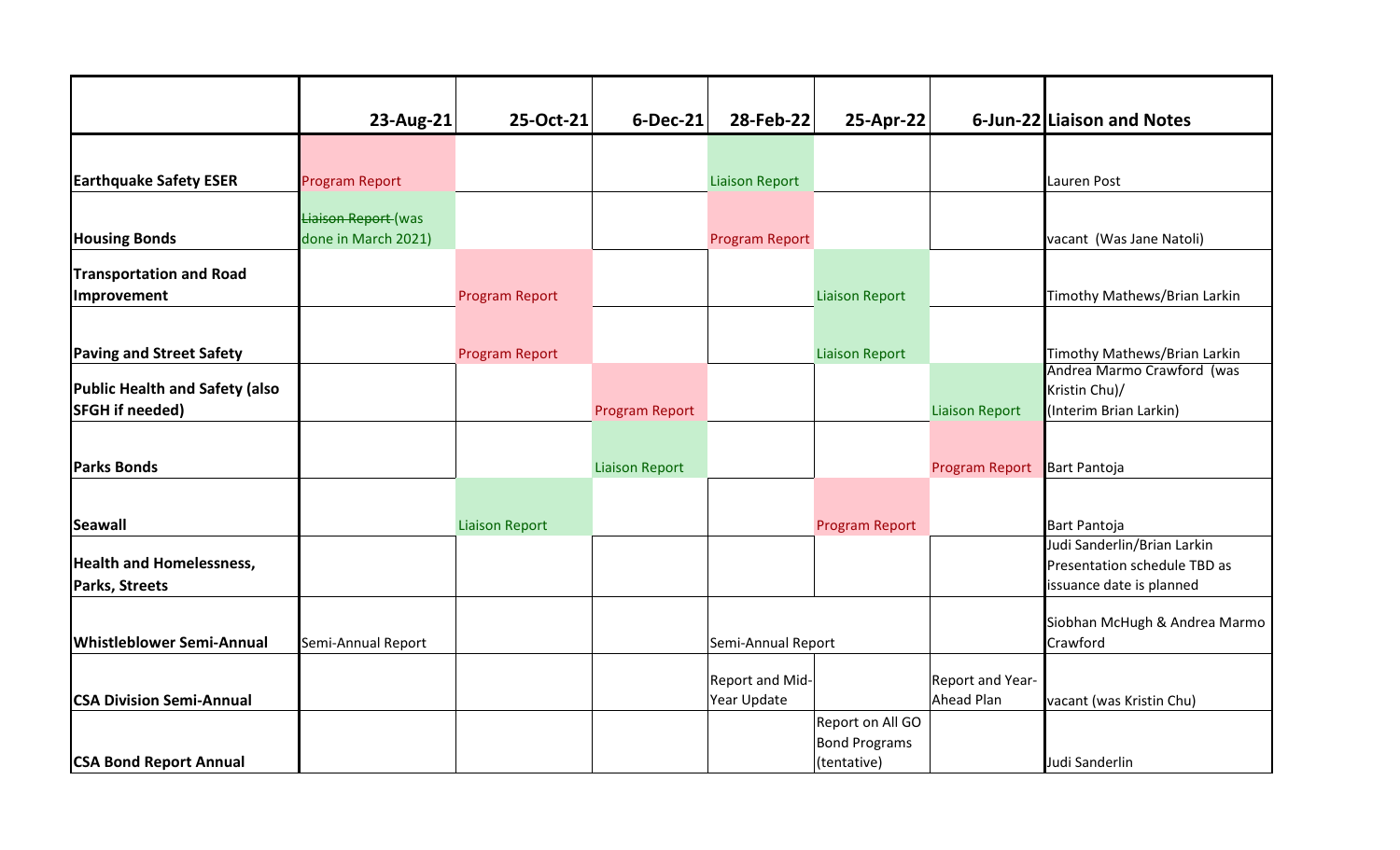| | 23-Aug-21 | 25-Oct-21 | 6-Dec-21 | 28-Feb-22 | 25-Apr-22 | 6-Jun-22 | Liaison and Notes |
|---|---|---|---|---|---|---|---|
| **Earthquake Safety ESER** | Program Report | | | Liaison Report | | | Lauren Post |
| **Housing Bonds** | ~~Liaison Report~~ (was done in March 2021) | | | Program Report | | | vacant (Was Jane Natoli) |
| **Transportation and Road Improvement** | | Program Report | | | Liaison Report | | Timothy Mathews/Brian Larkin |
| **Paving and Street Safety** | | Program Report | | | Liaison Report | | Timothy Mathews/Brian Larkin |
| **Public Health and Safety (also SFGH if needed)** | | | Program Report | | | Liaison Report | Andrea Marmo Crawford (was Kristin Chu)/ (Interim Brian Larkin) |
| **Parks Bonds** | | | Liaison Report | | | Program Report | Bart Pantoja |
| **Seawall** | | Liaison Report | | | Program Report | | Bart Pantoja |
| **Health and Homelessness, Parks, Streets** | | | | | | | Judi Sanderlin/Brian Larkin Presentation schedule TBD as issuance date is planned |
| **Whistleblower Semi-Annual** | Semi-Annual Report | | | Semi-Annual Report | | | Siobhan McHugh & Andrea Marmo Crawford |
| **CSA Division Semi-Annual** | | | | Report and Mid-Year Update | | Report and Year-Ahead Plan | vacant (was Kristin Chu) |
| **CSA Bond Report Annual** | | | | | Report on All GO Bond Programs (tentative) | | Judi Sanderlin |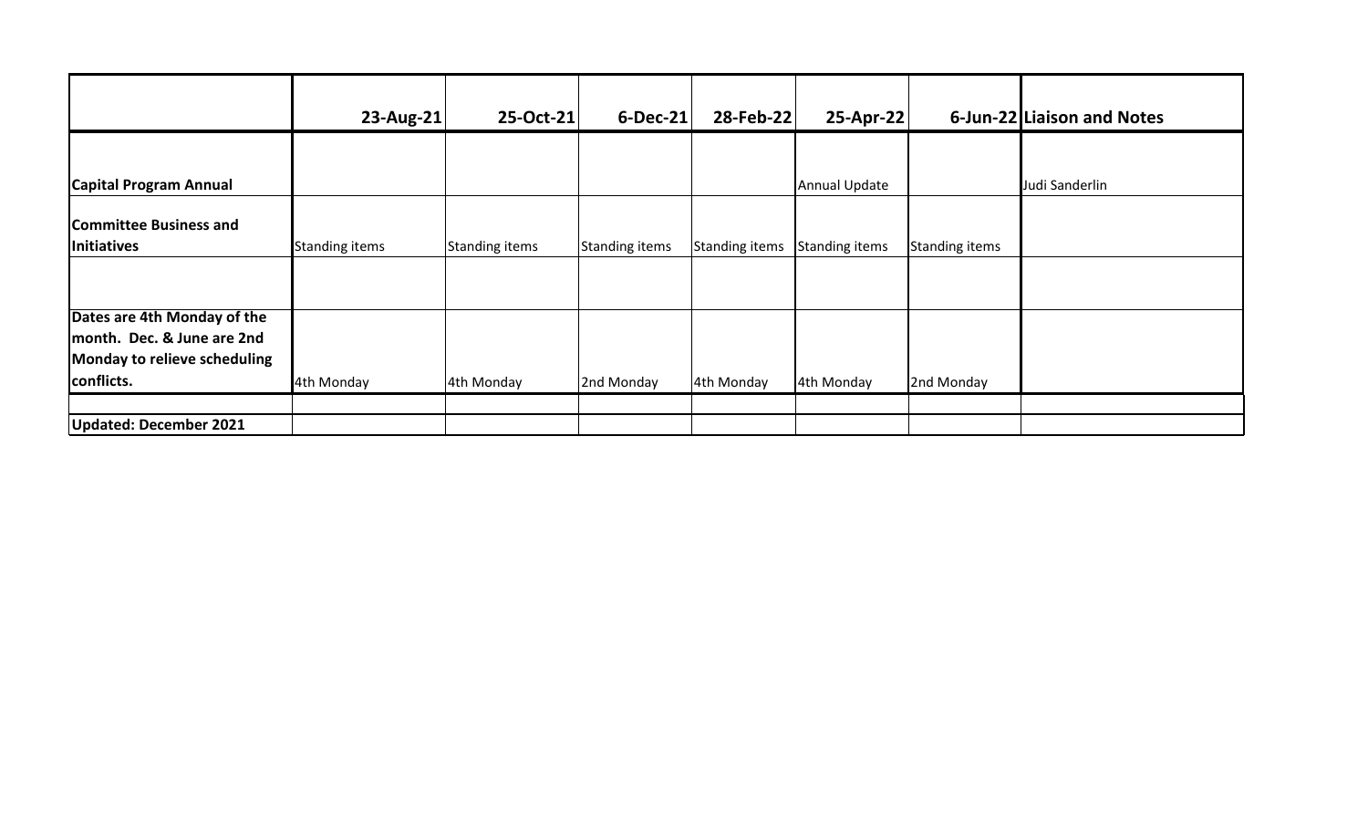| | 23-Aug-21 | 25-Oct-21 | 6-Dec-21 | 28-Feb-22 | 25-Apr-22 | 6-Jun-22 | Liaison and Notes |
|---|---|---|---|---|---|---|---|
| **Capital Program Annual** | | | | | Annual Update | | Judi Sanderlin |
| **Committee Business and Initiatives** | Standing items | Standing items | Standing items | Standing items | Standing items | Standing items | |
| | | | | | | | |
| **Dates are 4th Monday of the month. Dec. & June are 2nd Monday to relieve scheduling conflicts.** | 4th Monday | 4th Monday | 2nd Monday | 4th Monday | 4th Monday | 2nd Monday | |
| | | | | | | | |
| **Updated: December 2021** | | | | | | | |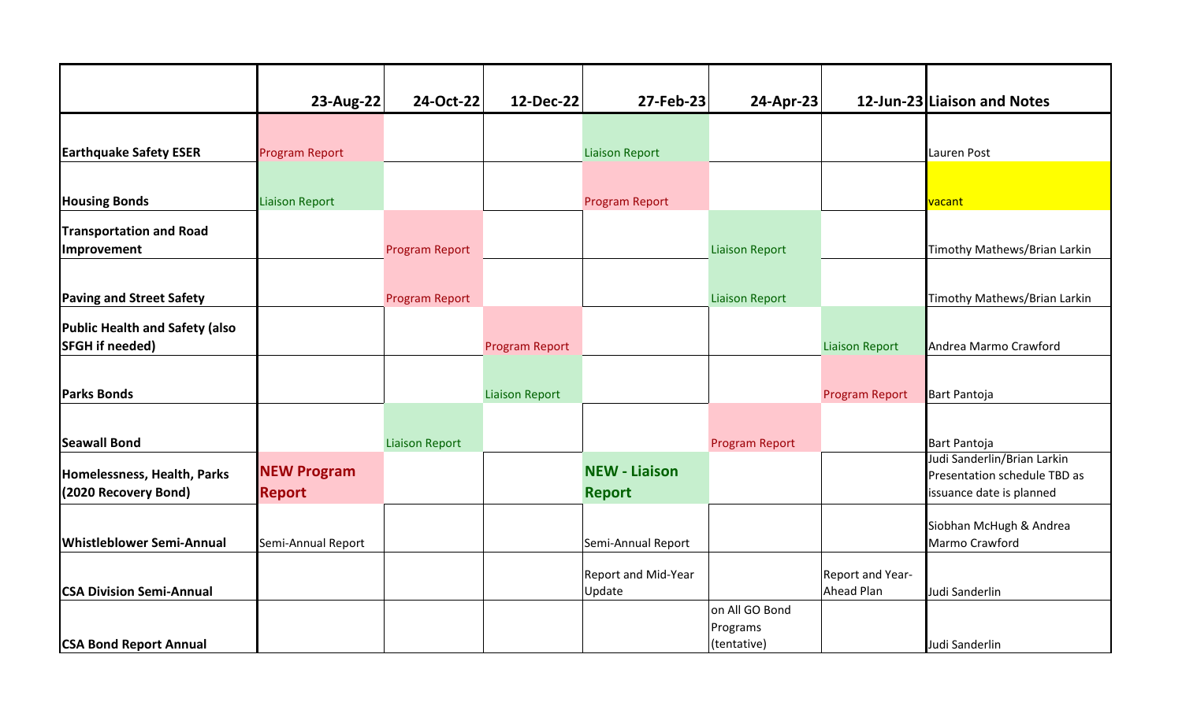| | 23-Aug-22 | 24-Oct-22 | 12-Dec-22 | 27-Feb-23 | 24-Apr-23 | 12-Jun-23 | Liaison and Notes |
|---|---|---|---|---|---|---|---|
| **Earthquake Safety ESER** | Program Report | | | Liaison Report | | | Lauren Post |
| **Housing Bonds** | Liaison Report | | | Program Report | | | vacant |
| **Transportation and Road Improvement** | | Program Report | | | Liaison Report | | Timothy Mathews/Brian Larkin |
| **Paving and Street Safety** | | Program Report | | | Liaison Report | | Timothy Mathews/Brian Larkin |
| **Public Health and Safety (also SFGH if needed)** | | | Program Report | | | Liaison Report | Andrea Marmo Crawford |
| **Parks Bonds** | | | Liaison Report | | | Program Report | Bart Pantoja |
| **Seawall Bond** | | Liaison Report | | | Program Report | | Bart Pantoja |
| **Homelessness, Health, Parks (2020 Recovery Bond)** | **NEW Program Report** | | | **NEW - Liaison Report** | | | Judi Sanderlin/Brian Larkin Presentation schedule TBD as issuance date is planned |
| **Whistleblower Semi-Annual** | Semi-Annual Report | | | Semi-Annual Report | | | Siobhan McHugh & Andrea Marmo Crawford |
| **CSA Division Semi-Annual** | | | | Report and Mid-Year Update | | Report and Year-Ahead Plan | Judi Sanderlin |
| **CSA Bond Report Annual** | | | | | on All GO Bond Programs (tentative) | | Judi Sanderlin |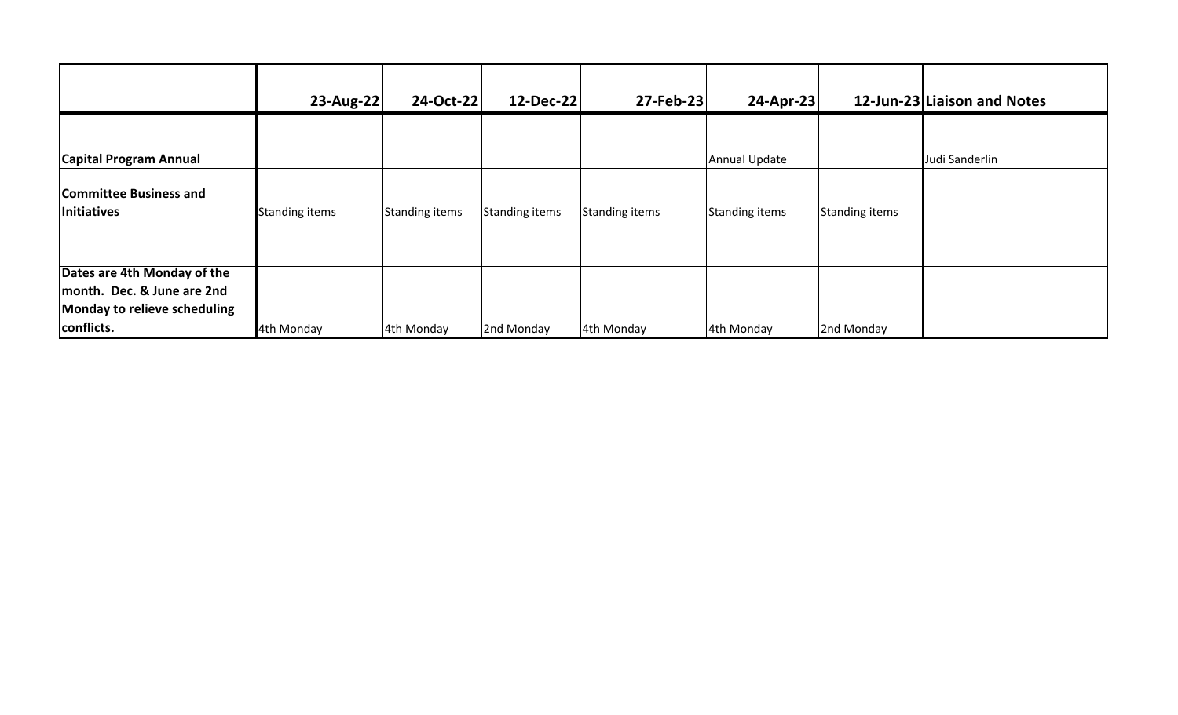| | 23-Aug-22 | 24-Oct-22 | 12-Dec-22 | 27-Feb-23 | 24-Apr-23 | 12-Jun-23 | Liaison and Notes |
|---|---|---|---|---|---|---|---|
| **Capital Program Annual** | | | | | Annual Update | | Judi Sanderlin |
| **Committee Business and Initiatives** | Standing items | Standing items | Standing items | Standing items | Standing items | Standing items | |
| | | | | | | | |
| **Dates are 4th Monday of the month. Dec. & June are 2nd Monday to relieve scheduling conflicts.** | 4th Monday | 4th Monday | 2nd Monday | 4th Monday | 4th Monday | 2nd Monday | |